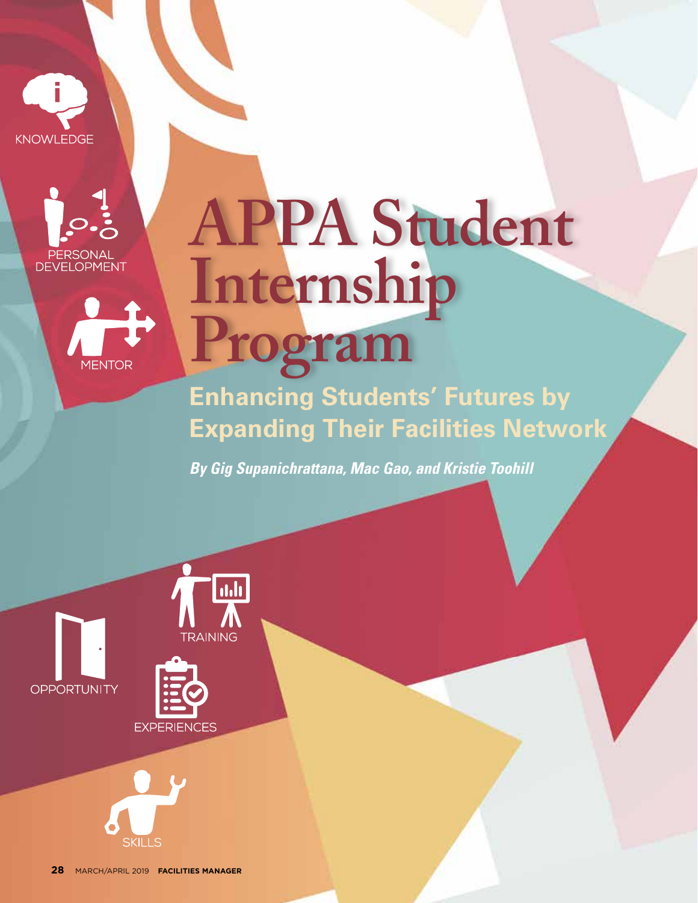# APPA Student Internship Program

## Enhancing Students' Futures by Expanding Their Facilities Network

***By Gig Supanichrattana, Mac Gao, and Kristie Toohill***

KNOWLEDGE

PERSONAL DEVELOPMENT

MENTOR

TRAINING

OPPORTUNITY

EXPERIENCES

SKILLS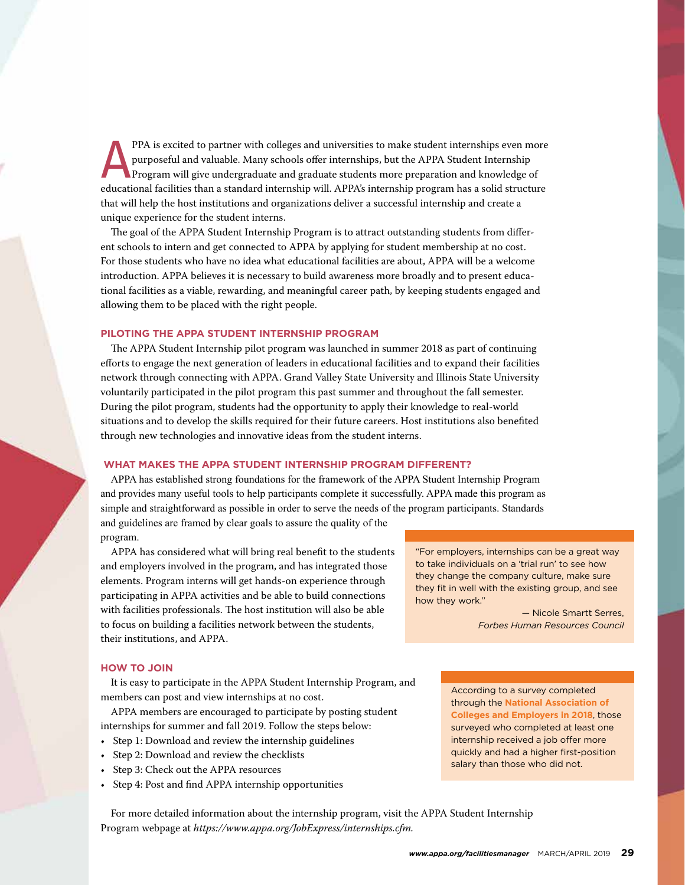APPA is excited to partner with colleges and universities to make student internships even more purposeful and valuable. Many schools offer internships, but the APPA Student Internship Program will give undergraduate and graduate students more preparation and knowledge of educational facilities than a standard internship will. APPA's internship program has a solid structure that will help the host institutions and organizations deliver a successful internship and create a unique experience for the student interns.

The goal of the APPA Student Internship Program is to attract outstanding students from different schools to intern and get connected to APPA by applying for student membership at no cost. For those students who have no idea what educational facilities are about, APPA will be a welcome introduction. APPA believes it is necessary to build awareness more broadly and to present educational facilities as a viable, rewarding, and meaningful career path, by keeping students engaged and allowing them to be placed with the right people.

## PILOTING THE APPA STUDENT INTERNSHIP PROGRAM

The APPA Student Internship pilot program was launched in summer 2018 as part of continuing efforts to engage the next generation of leaders in educational facilities and to expand their facilities network through connecting with APPA. Grand Valley State University and Illinois State University voluntarily participated in the pilot program this past summer and throughout the fall semester. During the pilot program, students had the opportunity to apply their knowledge to real-world situations and to develop the skills required for their future careers. Host institutions also benefited through new technologies and innovative ideas from the student interns.

## WHAT MAKES THE APPA STUDENT INTERNSHIP PROGRAM DIFFERENT?

APPA has established strong foundations for the framework of the APPA Student Internship Program and provides many useful tools to help participants complete it successfully. APPA made this program as simple and straightforward as possible in order to serve the needs of the program participants. Standards and guidelines are framed by clear goals to assure the quality of the program.

APPA has considered what will bring real benefit to the students and employers involved in the program, and has integrated those elements. Program interns will get hands-on experience through participating in APPA activities and be able to build connections with facilities professionals. The host institution will also be able to focus on building a facilities network between the students, their institutions, and APPA.

> "For employers, internships can be a great way to take individuals on a 'trial run' to see how they change the company culture, make sure they fit in well with the existing group, and see how they work."
>
> — Nicole Smartt Serres, *Forbes Human Resources Council*

## HOW TO JOIN

It is easy to participate in the APPA Student Internship Program, and members can post and view internships at no cost.

APPA members are encouraged to participate by posting student internships for summer and fall 2019. Follow the steps below:

- Step 1: Download and review the internship guidelines
- Step 2: Download and review the checklists
- Step 3: Check out the APPA resources
- Step 4: Post and find APPA internship opportunities

> According to a survey completed through the **National Association of Colleges and Employers in 2018**, those surveyed who completed at least one internship received a job offer more quickly and had a higher first-position salary than those who did not.

For more detailed information about the internship program, visit the APPA Student Internship Program webpage at *https://www.appa.org/JobExpress/internships.cfm.*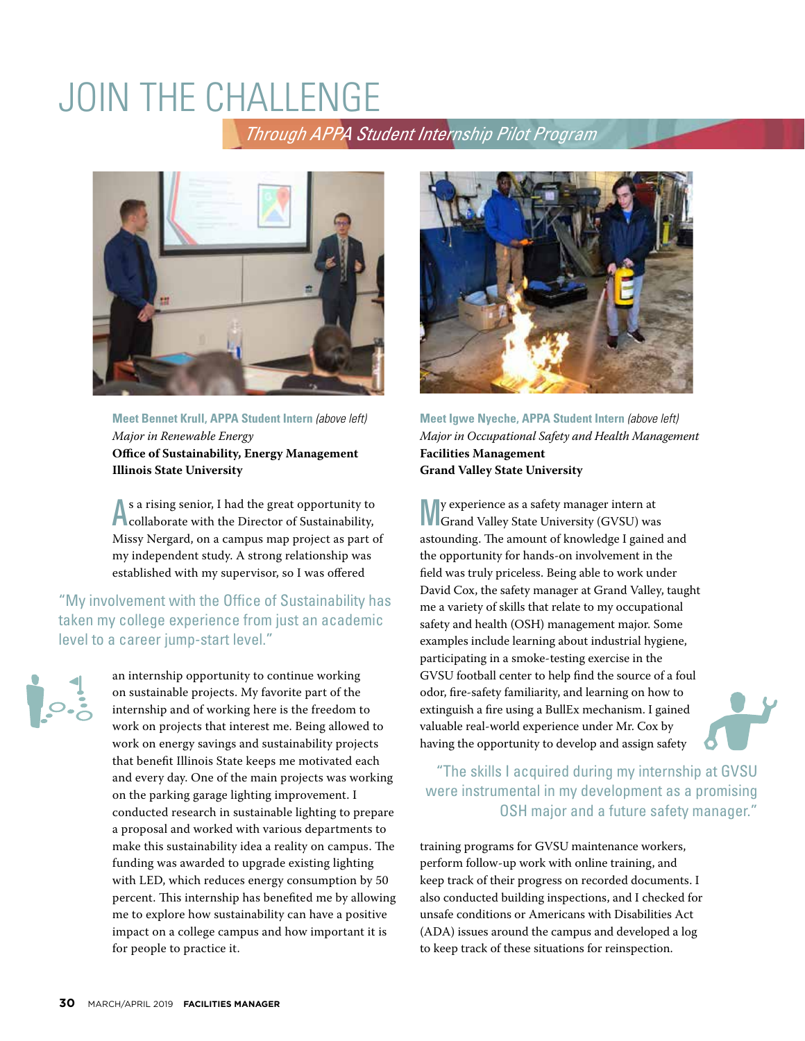# JOIN THE CHALLENGE

*Through APPA Student Internship Pilot Program*

**Meet Bennet Krull, APPA Student Intern** *(above left)*
*Major in Renewable Energy*
**Office of Sustainability, Energy Management**
**Illinois State University**

As a rising senior, I had the great opportunity to collaborate with the Director of Sustainability, Missy Nergard, on a campus map project as part of my independent study. A strong relationship was established with my supervisor, so I was offered an internship opportunity to continue working on sustainable projects. My favorite part of the internship and of working here is the freedom to work on projects that interest me. Being allowed to work on energy savings and sustainability projects that benefit Illinois State keeps me motivated each and every day. One of the main projects was working on the parking garage lighting improvement. I conducted research in sustainable lighting to prepare a proposal and worked with various departments to make this sustainability idea a reality on campus. The funding was awarded to upgrade existing lighting with LED, which reduces energy consumption by 50 percent. This internship has benefited me by allowing me to explore how sustainability can have a positive impact on a college campus and how important it is for people to practice it.

> "My involvement with the Office of Sustainability has taken my college experience from just an academic level to a career jump-start level."

**Meet Igwe Nyeche, APPA Student Intern** *(above left)*
*Major in Occupational Safety and Health Management*
**Facilities Management**
**Grand Valley State University**

My experience as a safety manager intern at Grand Valley State University (GVSU) was astounding. The amount of knowledge I gained and the opportunity for hands-on involvement in the field was truly priceless. Being able to work under David Cox, the safety manager at Grand Valley, taught me a variety of skills that relate to my occupational safety and health (OSH) management major. Some examples include learning about industrial hygiene, participating in a smoke-testing exercise in the GVSU football center to help find the source of a foul odor, fire-safety familiarity, and learning on how to extinguish a fire using a BullEx mechanism. I gained valuable real-world experience under Mr. Cox by having the opportunity to develop and assign safety training programs for GVSU maintenance workers, perform follow-up work with online training, and keep track of their progress on recorded documents. I also conducted building inspections, and I checked for unsafe conditions or Americans with Disabilities Act (ADA) issues around the campus and developed a log to keep track of these situations for reinspection.

> "The skills I acquired during my internship at GVSU were instrumental in my development as a promising OSH major and a future safety manager."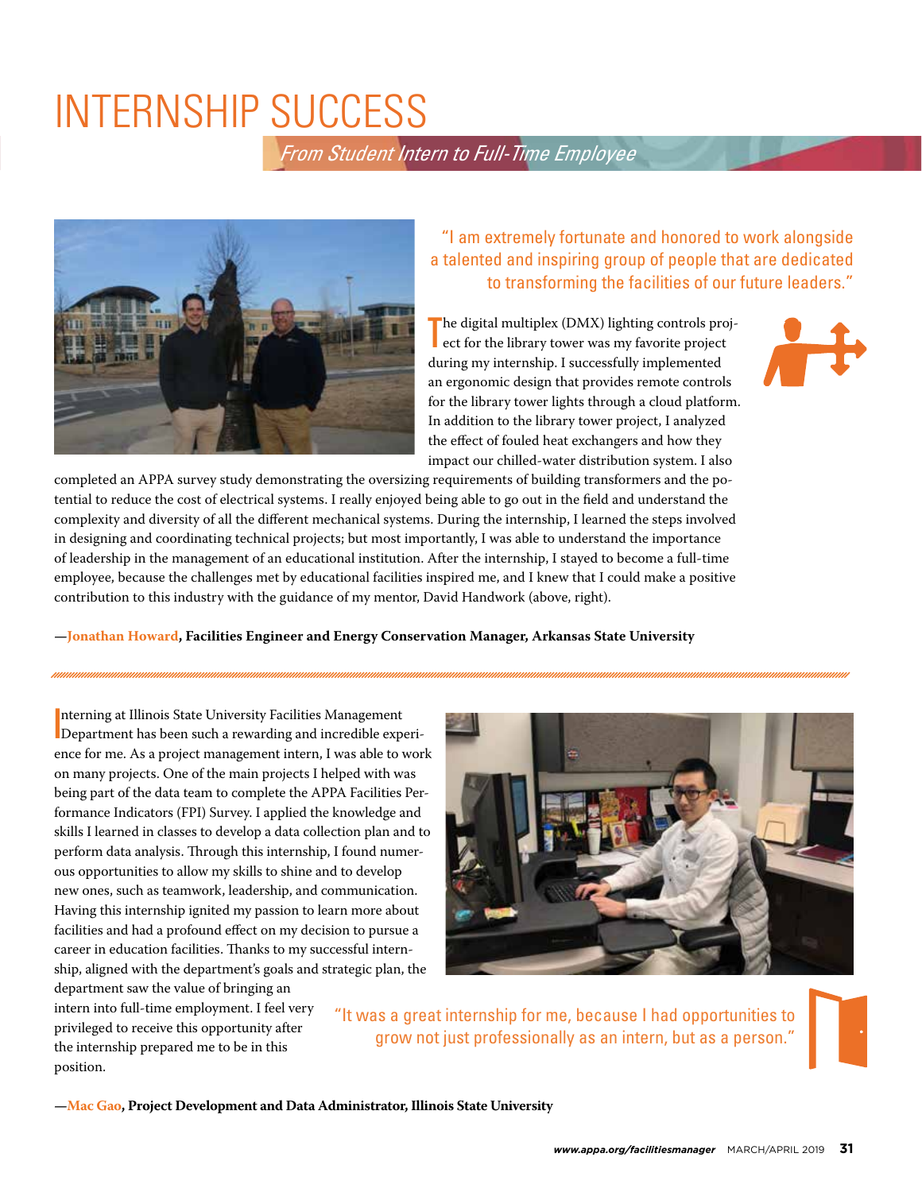# INTERNSHIP SUCCESS

*From Student Intern to Full-Time Employee*

"I am extremely fortunate and honored to work alongside a talented and inspiring group of people that are dedicated to transforming the facilities of our future leaders."

The digital multiplex (DMX) lighting controls project for the library tower was my favorite project during my internship. I successfully implemented an ergonomic design that provides remote controls for the library tower lights through a cloud platform. In addition to the library tower project, I analyzed the effect of fouled heat exchangers and how they impact our chilled-water distribution system. I also completed an APPA survey study demonstrating the oversizing requirements of building transformers and the potential to reduce the cost of electrical systems. I really enjoyed being able to go out in the field and understand the complexity and diversity of all the different mechanical systems. During the internship, I learned the steps involved in designing and coordinating technical projects; but most importantly, I was able to understand the importance of leadership in the management of an educational institution. After the internship, I stayed to become a full-time employee, because the challenges met by educational facilities inspired me, and I knew that I could make a positive contribution to this industry with the guidance of my mentor, David Handwork (above, right).

**—Jonathan Howard, Facilities Engineer and Energy Conservation Manager, Arkansas State University**

---

Interning at Illinois State University Facilities Management Department has been such a rewarding and incredible experience for me. As a project management intern, I was able to work on many projects. One of the main projects I helped with was being part of the data team to complete the APPA Facilities Performance Indicators (FPI) Survey. I applied the knowledge and skills I learned in classes to develop a data collection plan and to perform data analysis. Through this internship, I found numerous opportunities to allow my skills to shine and to develop new ones, such as teamwork, leadership, and communication. Having this internship ignited my passion to learn more about facilities and had a profound effect on my decision to pursue a career in education facilities. Thanks to my successful internship, aligned with the department's goals and strategic plan, the department saw the value of bringing an intern into full-time employment. I feel very privileged to receive this opportunity after the internship prepared me to be in this position.

"It was a great internship for me, because I had opportunities to grow not just professionally as an intern, but as a person."

**—Mac Gao, Project Development and Data Administrator, Illinois State University**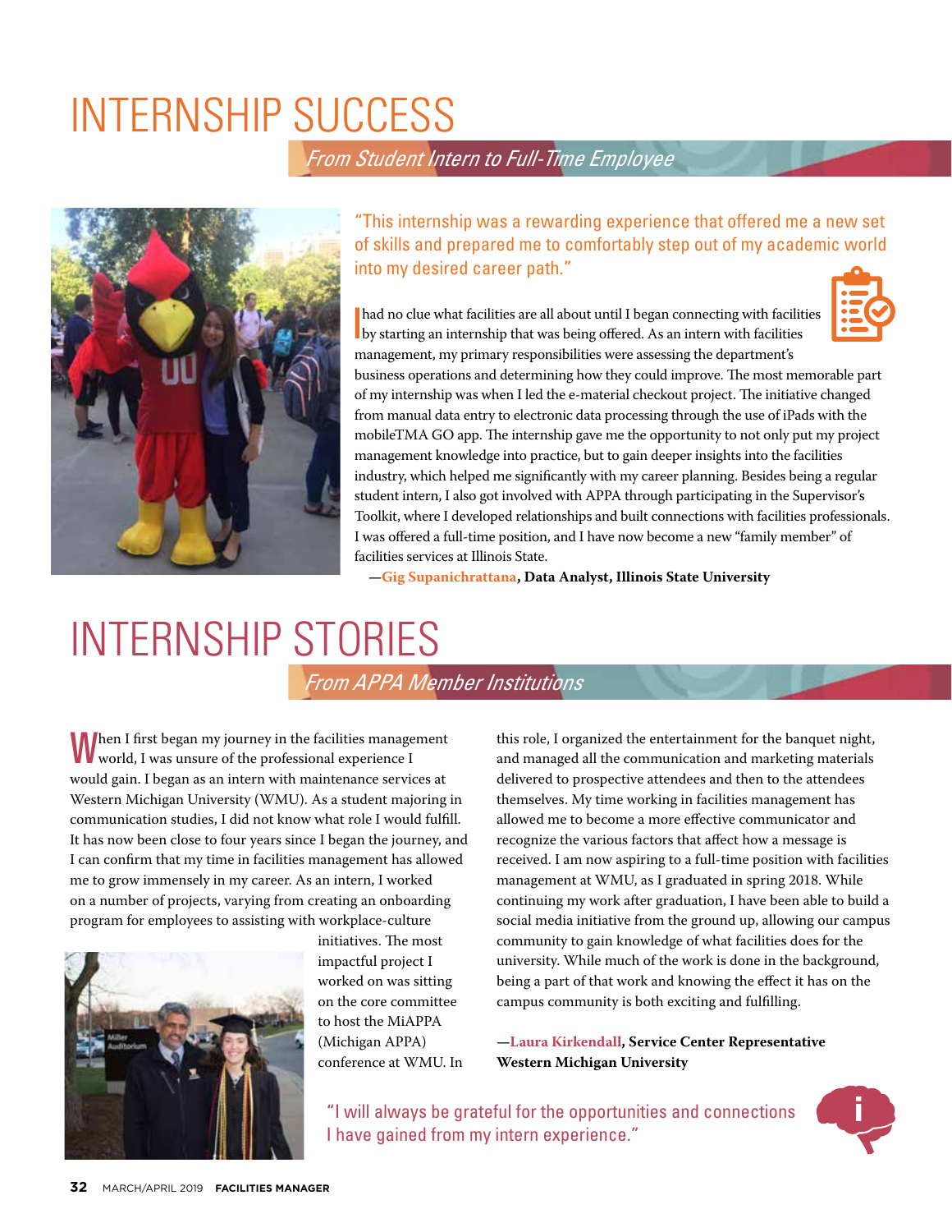# INTERNSHIP SUCCESS

## *From Student Intern to Full-Time Employee*

"This internship was a rewarding experience that offered me a new set of skills and prepared me to comfortably step out of my academic world into my desired career path."

I had no clue what facilities are all about until I began connecting with facilities by starting an internship that was being offered. As an intern with facilities management, my primary responsibilities were assessing the department's business operations and determining how they could improve. The most memorable part of my internship was when I led the e-material checkout project. The initiative changed from manual data entry to electronic data processing through the use of iPads with the mobileTMA GO app. The internship gave me the opportunity to not only put my project management knowledge into practice, but to gain deeper insights into the facilities industry, which helped me significantly with my career planning. Besides being a regular student intern, I also got involved with APPA through participating in the Supervisor's Toolkit, where I developed relationships and built connections with facilities professionals. I was offered a full-time position, and I have now become a new "family member" of facilities services at Illinois State.

**—Gig Supanichrattana, Data Analyst, Illinois State University**

# INTERNSHIP STORIES

## *From APPA Member Institutions*

When I first began my journey in the facilities management world, I was unsure of the professional experience I would gain. I began as an intern with maintenance services at Western Michigan University (WMU). As a student majoring in communication studies, I did not know what role I would fulfill. It has now been close to four years since I began the journey, and I can confirm that my time in facilities management has allowed me to grow immensely in my career. As an intern, I worked on a number of projects, varying from creating an onboarding program for employees to assisting with workplace-culture initiatives. The most impactful project I worked on was sitting on the core committee to host the MiAPPA (Michigan APPA) conference at WMU. In this role, I organized the entertainment for the banquet night, and managed all the communication and marketing materials delivered to prospective attendees and then to the attendees themselves. My time working in facilities management has allowed me to become a more effective communicator and recognize the various factors that affect how a message is received. I am now aspiring to a full-time position with facilities management at WMU, as I graduated in spring 2018. While continuing my work after graduation, I have been able to build a social media initiative from the ground up, allowing our campus community to gain knowledge of what facilities does for the university. While much of the work is done in the background, being a part of that work and knowing the effect it has on the campus community is both exciting and fulfilling.

**—Laura Kirkendall, Service Center Representative**
**Western Michigan University**

"I will always be grateful for the opportunities and connections I have gained from my intern experience."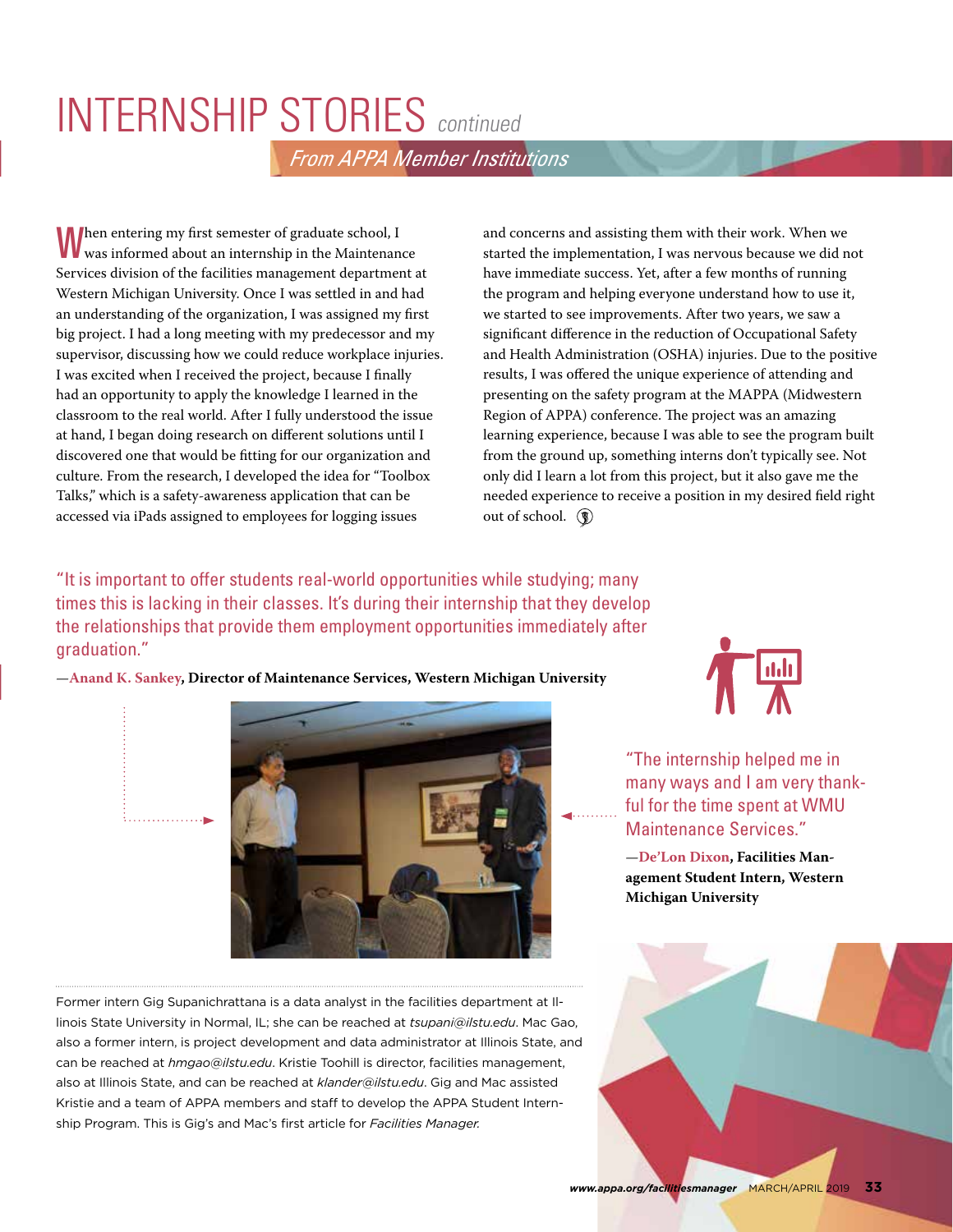# INTERNSHIP STORIES *continued*

*From APPA Member Institutions*

When entering my first semester of graduate school, I was informed about an internship in the Maintenance Services division of the facilities management department at Western Michigan University. Once I was settled in and had an understanding of the organization, I was assigned my first big project. I had a long meeting with my predecessor and my supervisor, discussing how we could reduce workplace injuries. I was excited when I received the project, because I finally had an opportunity to apply the knowledge I learned in the classroom to the real world. After I fully understood the issue at hand, I began doing research on different solutions until I discovered one that would be fitting for our organization and culture. From the research, I developed the idea for "Toolbox Talks," which is a safety-awareness application that can be accessed via iPads assigned to employees for logging issues and concerns and assisting them with their work. When we started the implementation, I was nervous because we did not have immediate success. Yet, after a few months of running the program and helping everyone understand how to use it, we started to see improvements. After two years, we saw a significant difference in the reduction of Occupational Safety and Health Administration (OSHA) injuries. Due to the positive results, I was offered the unique experience of attending and presenting on the safety program at the MAPPA (Midwestern Region of APPA) conference. The project was an amazing learning experience, because I was able to see the program built from the ground up, something interns don't typically see. Not only did I learn a lot from this project, but it also gave me the needed experience to receive a position in my desired field right out of school.

"It is important to offer students real-world opportunities while studying; many times this is lacking in their classes. It's during their internship that they develop the relationships that provide them employment opportunities immediately after graduation."

—**Anand K. Sankey, Director of Maintenance Services, Western Michigan University**

"The internship helped me in many ways and I am very thankful for the time spent at WMU Maintenance Services."

—**De'Lon Dixon, Facilities Management Student Intern, Western Michigan University**

Former intern Gig Supanichrattana is a data analyst in the facilities department at Illinois State University in Normal, IL; she can be reached at *tsupani@ilstu.edu*. Mac Gao, also a former intern, is project development and data administrator at Illinois State, and can be reached at *hmgao@ilstu.edu*. Kristie Toohill is director, facilities management, also at Illinois State, and can be reached at *klander@ilstu.edu*. Gig and Mac assisted Kristie and a team of APPA members and staff to develop the APPA Student Internship Program. This is Gig's and Mac's first article for *Facilities Manager*.